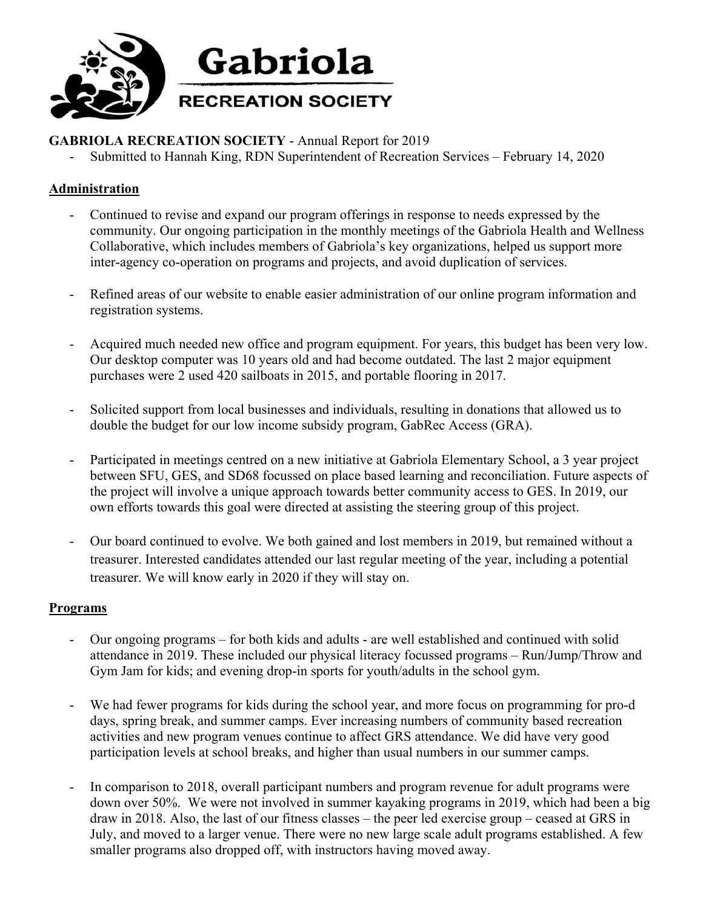# Gabriola

## RECREATION SOCIETY

**GABRIOLA RECREATION SOCIETY** - Annual Report for 2019

- Submitted to Hannah King, RDN Superintendent of Recreation Services – February 14, 2020

## Administration

- Continued to revise and expand our program offerings in response to needs expressed by the community. Our ongoing participation in the monthly meetings of the Gabriola Health and Wellness Collaborative, which includes members of Gabriola's key organizations, helped us support more inter-agency co-operation on programs and projects, and avoid duplication of services.

- Refined areas of our website to enable easier administration of our online program information and registration systems.

- Acquired much needed new office and program equipment. For years, this budget has been very low. Our desktop computer was 10 years old and had become outdated. The last 2 major equipment purchases were 2 used 420 sailboats in 2015, and portable flooring in 2017.

- Solicited support from local businesses and individuals, resulting in donations that allowed us to double the budget for our low income subsidy program, GabRec Access (GRA).

- Participated in meetings centred on a new initiative at Gabriola Elementary School, a 3 year project between SFU, GES, and SD68 focussed on place based learning and reconciliation. Future aspects of the project will involve a unique approach towards better community access to GES. In 2019, our own efforts towards this goal were directed at assisting the steering group of this project.

- Our board continued to evolve. We both gained and lost members in 2019, but remained without a treasurer. Interested candidates attended our last regular meeting of the year, including a potential treasurer. We will know early in 2020 if they will stay on.

## Programs

- Our ongoing programs – for both kids and adults - are well established and continued with solid attendance in 2019. These included our physical literacy focussed programs – Run/Jump/Throw and Gym Jam for kids; and evening drop-in sports for youth/adults in the school gym.

- We had fewer programs for kids during the school year, and more focus on programming for pro-d days, spring break, and summer camps. Ever increasing numbers of community based recreation activities and new program venues continue to affect GRS attendance. We did have very good participation levels at school breaks, and higher than usual numbers in our summer camps.

- In comparison to 2018, overall participant numbers and program revenue for adult programs were down over 50%. We were not involved in summer kayaking programs in 2019, which had been a big draw in 2018. Also, the last of our fitness classes – the peer led exercise group – ceased at GRS in July, and moved to a larger venue. There were no new large scale adult programs established. A few smaller programs also dropped off, with instructors having moved away.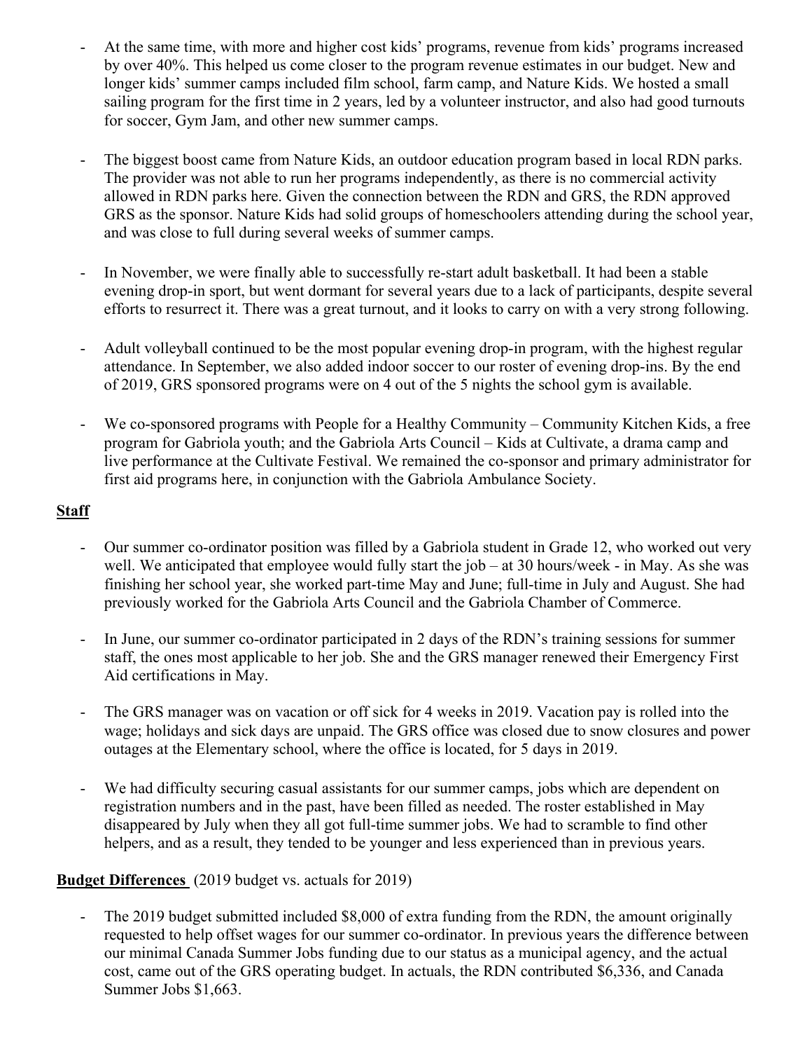- At the same time, with more and higher cost kids' programs, revenue from kids' programs increased by over 40%. This helped us come closer to the program revenue estimates in our budget. New and longer kids' summer camps included film school, farm camp, and Nature Kids. We hosted a small sailing program for the first time in 2 years, led by a volunteer instructor, and also had good turnouts for soccer, Gym Jam, and other new summer camps.

- The biggest boost came from Nature Kids, an outdoor education program based in local RDN parks. The provider was not able to run her programs independently, as there is no commercial activity allowed in RDN parks here. Given the connection between the RDN and GRS, the RDN approved GRS as the sponsor. Nature Kids had solid groups of homeschoolers attending during the school year, and was close to full during several weeks of summer camps.

- In November, we were finally able to successfully re-start adult basketball. It had been a stable evening drop-in sport, but went dormant for several years due to a lack of participants, despite several efforts to resurrect it. There was a great turnout, and it looks to carry on with a very strong following.

- Adult volleyball continued to be the most popular evening drop-in program, with the highest regular attendance. In September, we also added indoor soccer to our roster of evening drop-ins. By the end of 2019, GRS sponsored programs were on 4 out of the 5 nights the school gym is available.

- We co-sponsored programs with People for a Healthy Community – Community Kitchen Kids, a free program for Gabriola youth; and the Gabriola Arts Council – Kids at Cultivate, a drama camp and live performance at the Cultivate Festival. We remained the co-sponsor and primary administrator for first aid programs here, in conjunction with the Gabriola Ambulance Society.

**Staff**

- Our summer co-ordinator position was filled by a Gabriola student in Grade 12, who worked out very well. We anticipated that employee would fully start the job – at 30 hours/week - in May. As she was finishing her school year, she worked part-time May and June; full-time in July and August. She had previously worked for the Gabriola Arts Council and the Gabriola Chamber of Commerce.

- In June, our summer co-ordinator participated in 2 days of the RDN's training sessions for summer staff, the ones most applicable to her job. She and the GRS manager renewed their Emergency First Aid certifications in May.

- The GRS manager was on vacation or off sick for 4 weeks in 2019. Vacation pay is rolled into the wage; holidays and sick days are unpaid. The GRS office was closed due to snow closures and power outages at the Elementary school, where the office is located, for 5 days in 2019.

- We had difficulty securing casual assistants for our summer camps, jobs which are dependent on registration numbers and in the past, have been filled as needed. The roster established in May disappeared by July when they all got full-time summer jobs. We had to scramble to find other helpers, and as a result, they tended to be younger and less experienced than in previous years.

**Budget Differences** (2019 budget vs. actuals for 2019)

- The 2019 budget submitted included $8,000 of extra funding from the RDN, the amount originally requested to help offset wages for our summer co-ordinator. In previous years the difference between our minimal Canada Summer Jobs funding due to our status as a municipal agency, and the actual cost, came out of the GRS operating budget. In actuals, the RDN contributed $6,336, and Canada Summer Jobs $1,663.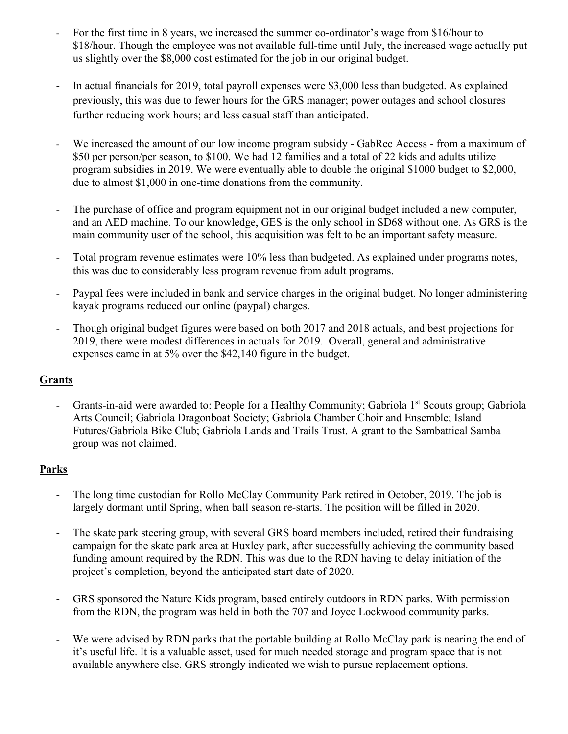- For the first time in 8 years, we increased the summer co-ordinator's wage from $16/hour to $18/hour. Though the employee was not available full-time until July, the increased wage actually put us slightly over the $8,000 cost estimated for the job in our original budget.

- In actual financials for 2019, total payroll expenses were $3,000 less than budgeted. As explained previously, this was due to fewer hours for the GRS manager; power outages and school closures further reducing work hours; and less casual staff than anticipated.

- We increased the amount of our low income program subsidy - GabRec Access - from a maximum of $50 per person/per season, to $100. We had 12 families and a total of 22 kids and adults utilize program subsidies in 2019. We were eventually able to double the original $1000 budget to $2,000, due to almost $1,000 in one-time donations from the community.

- The purchase of office and program equipment not in our original budget included a new computer, and an AED machine. To our knowledge, GES is the only school in SD68 without one. As GRS is the main community user of the school, this acquisition was felt to be an important safety measure.

- Total program revenue estimates were 10% less than budgeted. As explained under programs notes, this was due to considerably less program revenue from adult programs.

- Paypal fees were included in bank and service charges in the original budget. No longer administering kayak programs reduced our online (paypal) charges.

- Though original budget figures were based on both 2017 and 2018 actuals, and best projections for 2019, there were modest differences in actuals for 2019. Overall, general and administrative expenses came in at 5% over the $42,140 figure in the budget.

## Grants

- Grants-in-aid were awarded to: People for a Healthy Community; Gabriola 1st Scouts group; Gabriola Arts Council; Gabriola Dragonboat Society; Gabriola Chamber Choir and Ensemble; Island Futures/Gabriola Bike Club; Gabriola Lands and Trails Trust. A grant to the Sambattical Samba group was not claimed.

## Parks

- The long time custodian for Rollo McClay Community Park retired in October, 2019. The job is largely dormant until Spring, when ball season re-starts. The position will be filled in 2020.

- The skate park steering group, with several GRS board members included, retired their fundraising campaign for the skate park area at Huxley park, after successfully achieving the community based funding amount required by the RDN. This was due to the RDN having to delay initiation of the project's completion, beyond the anticipated start date of 2020.

- GRS sponsored the Nature Kids program, based entirely outdoors in RDN parks. With permission from the RDN, the program was held in both the 707 and Joyce Lockwood community parks.

- We were advised by RDN parks that the portable building at Rollo McClay park is nearing the end of it's useful life. It is a valuable asset, used for much needed storage and program space that is not available anywhere else. GRS strongly indicated we wish to pursue replacement options.